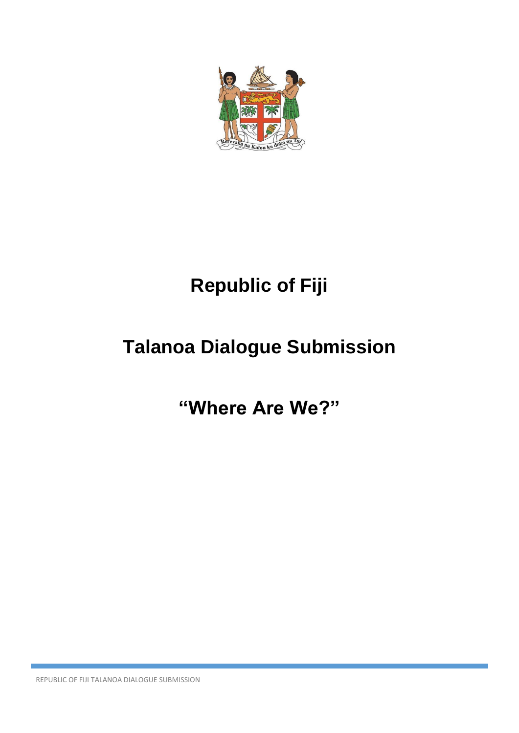# Republic of Fiji

# Talanoa Dialogue Submission

# "Where Are We?"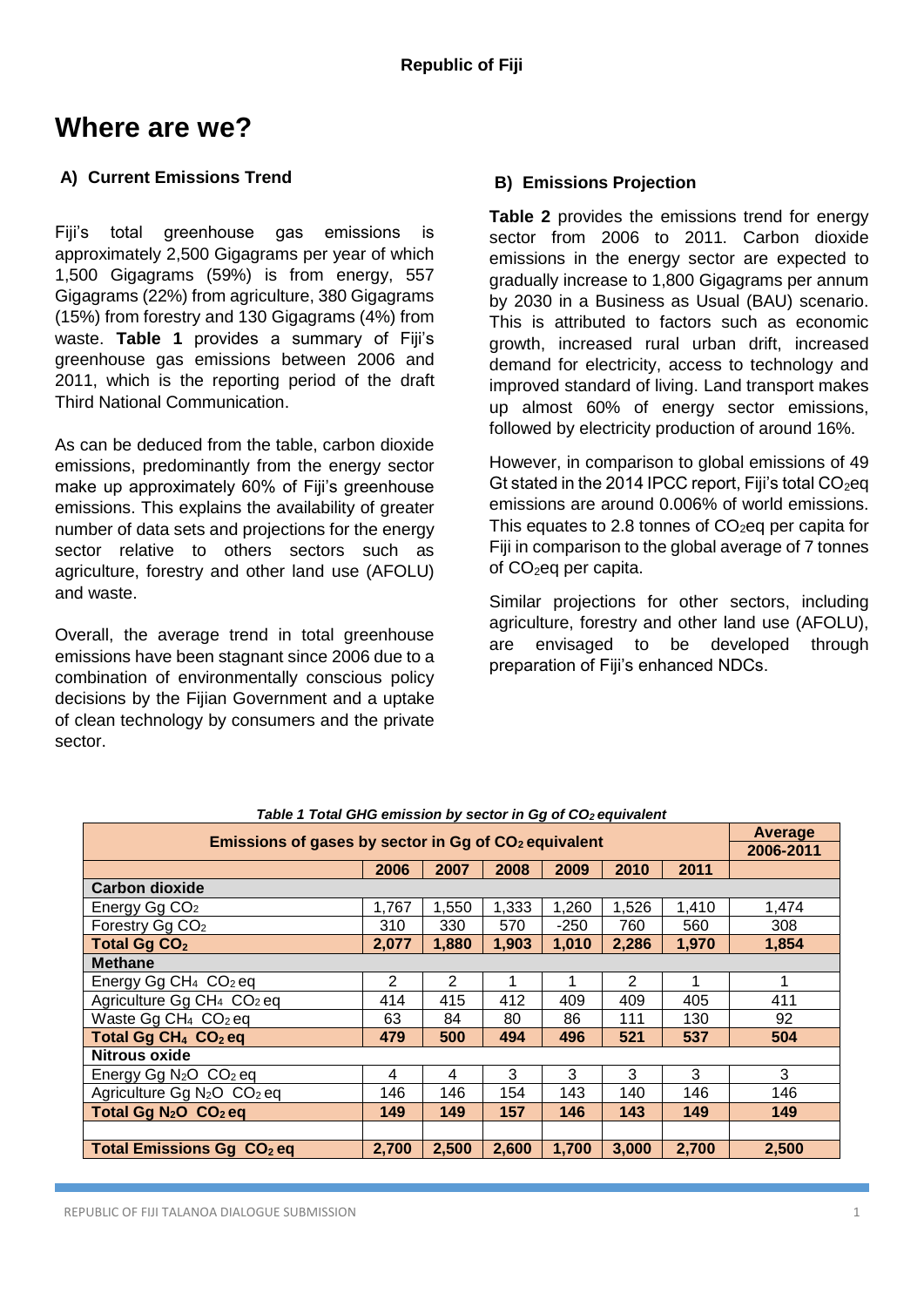# Where are we?

### A) Current Emissions Trend

Fiji's total greenhouse gas emissions is approximately 2,500 Gigagrams per year of which 1,500 Gigagrams (59%) is from energy, 557 Gigagrams (22%) from agriculture, 380 Gigagrams (15%) from forestry and 130 Gigagrams (4%) from waste. **Table 1** provides a summary of Fiji's greenhouse gas emissions between 2006 and 2011, which is the reporting period of the draft Third National Communication.

As can be deduced from the table, carbon dioxide emissions, predominantly from the energy sector make up approximately 60% of Fiji's greenhouse emissions. This explains the availability of greater number of data sets and projections for the energy sector relative to others sectors such as agriculture, forestry and other land use (AFOLU) and waste.

Overall, the average trend in total greenhouse emissions have been stagnant since 2006 due to a combination of environmentally conscious policy decisions by the Fijian Government and a uptake of clean technology by consumers and the private sector.

### B) Emissions Projection

**Table 2** provides the emissions trend for energy sector from 2006 to 2011. Carbon dioxide emissions in the energy sector are expected to gradually increase to 1,800 Gigagrams per annum by 2030 in a Business as Usual (BAU) scenario. This is attributed to factors such as economic growth, increased rural urban drift, increased demand for electricity, access to technology and improved standard of living. Land transport makes up almost 60% of energy sector emissions, followed by electricity production of around 16%.

However, in comparison to global emissions of 49 Gt stated in the 2014 IPCC report, Fiji's total $CO_2$eq emissions are around 0.006% of world emissions. This equates to 2.8 tonnes of $CO_2$eq per capita for Fiji in comparison to the global average of 7 tonnes of $CO_2$eq per capita.

Similar projections for other sectors, including agriculture, forestry and other land use (AFOLU), are envisaged to be developed through preparation of Fiji's enhanced NDCs.

***Table 1 Total GHG emission by sector in Gg of $CO_2$ equivalent***

| **Emissions of gases by sector in Gg of $CO_2$ equivalent** | | | | | | | **Average 2006-2011** |
|---|---|---|---|---|---|---|---|
| | **2006** | **2007** | **2008** | **2009** | **2010** | **2011** | |
| **Carbon dioxide** | | | | | | | |
| Energy Gg $CO_2$ | 1,767 | 1,550 | 1,333 | 1,260 | 1,526 | 1,410 | 1,474 |
| Forestry Gg $CO_2$ | 310 | 330 | 570 | -250 | 760 | 560 | 308 |
| **Total Gg $CO_2$** | **2,077** | **1,880** | **1,903** | **1,010** | **2,286** | **1,970** | **1,854** |
| **Methane** | | | | | | | |
| Energy Gg $CH_4$ $CO_2$eq | 2 | 2 | 1 | 1 | 2 | 1 | 1 |
| Agriculture Gg $CH_4$ $CO_2$eq | 414 | 415 | 412 | 409 | 409 | 405 | 411 |
| Waste Gg $CH_4$ $CO_2$eq | 63 | 84 | 80 | 86 | 111 | 130 | 92 |
| **Total Gg $CH_4$ $CO_2$eq** | **479** | **500** | **494** | **496** | **521** | **537** | **504** |
| **Nitrous oxide** | | | | | | | |
| Energy Gg $N_2O$ $CO_2$eq | 4 | 4 | 3 | 3 | 3 | 3 | 3 |
| Agriculture Gg $N_2O$ $CO_2$eq | 146 | 146 | 154 | 143 | 140 | 146 | 146 |
| **Total Gg $N_2O$ $CO_2$eq** | **149** | **149** | **157** | **146** | **143** | **149** | **149** |
| | | | | | | | |
| **Total Emissions Gg $CO_2$eq** | **2,700** | **2,500** | **2,600** | **1,700** | **3,000** | **2,700** | **2,500** |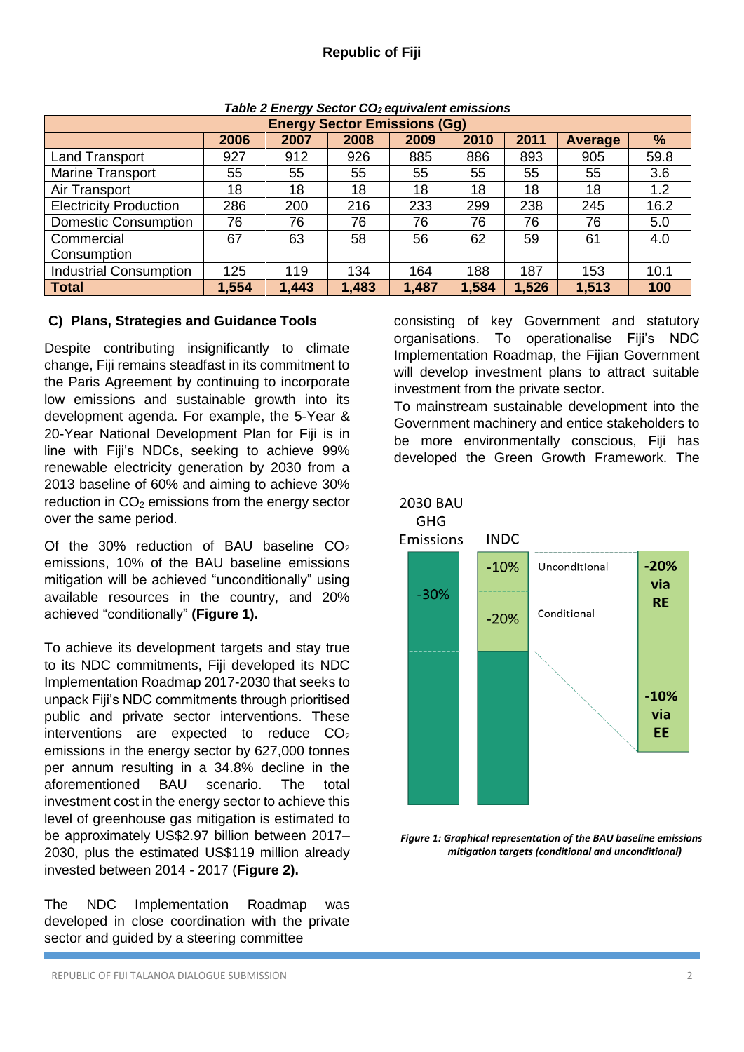*Table 2 Energy Sector $CO_2$ equivalent emissions*

| Energy Sector Emissions (Gg) | | | | | | | | |
|---|---|---|---|---|---|---|---|---|
| | 2006 | 2007 | 2008 | 2009 | 2010 | 2011 | Average | % |
| Land Transport | 927 | 912 | 926 | 885 | 886 | 893 | 905 | 59.8 |
| Marine Transport | 55 | 55 | 55 | 55 | 55 | 55 | 55 | 3.6 |
| Air Transport | 18 | 18 | 18 | 18 | 18 | 18 | 18 | 1.2 |
| Electricity Production | 286 | 200 | 216 | 233 | 299 | 238 | 245 | 16.2 |
| Domestic Consumption | 76 | 76 | 76 | 76 | 76 | 76 | 76 | 5.0 |
| Commercial Consumption | 67 | 63 | 58 | 56 | 62 | 59 | 61 | 4.0 |
| Industrial Consumption | 125 | 119 | 134 | 164 | 188 | 187 | 153 | 10.1 |
| **Total** | **1,554** | **1,443** | **1,483** | **1,487** | **1,584** | **1,526** | **1,513** | **100** |

### C) Plans, Strategies and Guidance Tools

Despite contributing insignificantly to climate change, Fiji remains steadfast in its commitment to the Paris Agreement by continuing to incorporate low emissions and sustainable growth into its development agenda. For example, the 5-Year & 20-Year National Development Plan for Fiji is in line with Fiji's NDCs, seeking to achieve 99% renewable electricity generation by 2030 from a 2013 baseline of 60% and aiming to achieve 30% reduction in $CO_2$ emissions from the energy sector over the same period.

Of the 30% reduction of BAU baseline $CO_2$ emissions, 10% of the BAU baseline emissions mitigation will be achieved "unconditionally" using available resources in the country, and 20% achieved "conditionally" **(Figure 1).**

To achieve its development targets and stay true to its NDC commitments, Fiji developed its NDC Implementation Roadmap 2017-2030 that seeks to unpack Fiji's NDC commitments through prioritised public and private sector interventions. These interventions are expected to reduce $CO_2$ emissions in the energy sector by 627,000 tonnes per annum resulting in a 34.8% decline in the aforementioned BAU scenario. The total investment cost in the energy sector to achieve this level of greenhouse gas mitigation is estimated to be approximately US$2.97 billion between 2017–2030, plus the estimated US$119 million already invested between 2014 - 2017 (**Figure 2).**

The NDC Implementation Roadmap was developed in close coordination with the private sector and guided by a steering committee consisting of key Government and statutory organisations. To operationalise Fiji's NDC Implementation Roadmap, the Fijian Government will develop investment plans to attract suitable investment from the private sector.

To mainstream sustainable development into the Government machinery and entice stakeholders to be more environmentally conscious, Fiji has developed the Green Growth Framework. The

*Figure 1: Graphical representation of the BAU baseline emissions mitigation targets (conditional and unconditional)*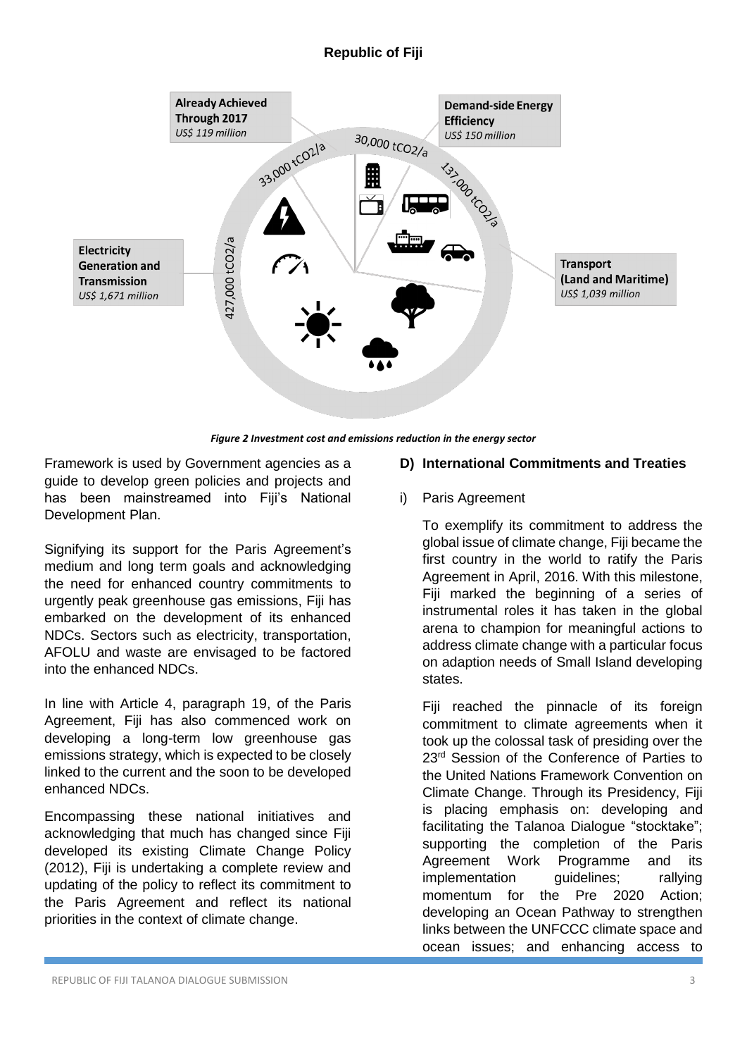*Figure 2 Investment cost and emissions reduction in the energy sector*

Framework is used by Government agencies as a guide to develop green policies and projects and has been mainstreamed into Fiji's National Development Plan.

Signifying its support for the Paris Agreement's medium and long term goals and acknowledging the need for enhanced country commitments to urgently peak greenhouse gas emissions, Fiji has embarked on the development of its enhanced NDCs. Sectors such as electricity, transportation, AFOLU and waste are envisaged to be factored into the enhanced NDCs.

In line with Article 4, paragraph 19, of the Paris Agreement, Fiji has also commenced work on developing a long-term low greenhouse gas emissions strategy, which is expected to be closely linked to the current and the soon to be developed enhanced NDCs.

Encompassing these national initiatives and acknowledging that much has changed since Fiji developed its existing Climate Change Policy (2012), Fiji is undertaking a complete review and updating of the policy to reflect its commitment to the Paris Agreement and reflect its national priorities in the context of climate change.

### D) International Commitments and Treaties

i) Paris Agreement

To exemplify its commitment to address the global issue of climate change, Fiji became the first country in the world to ratify the Paris Agreement in April, 2016. With this milestone, Fiji marked the beginning of a series of instrumental roles it has taken in the global arena to champion for meaningful actions to address climate change with a particular focus on adaption needs of Small Island developing states.

Fiji reached the pinnacle of its foreign commitment to climate agreements when it took up the colossal task of presiding over the 23rd Session of the Conference of Parties to the United Nations Framework Convention on Climate Change. Through its Presidency, Fiji is placing emphasis on: developing and facilitating the Talanoa Dialogue "stocktake"; supporting the completion of the Paris Agreement Work Programme and its implementation guidelines; rallying momentum for the Pre 2020 Action; developing an Ocean Pathway to strengthen links between the UNFCCC climate space and ocean issues; and enhancing access to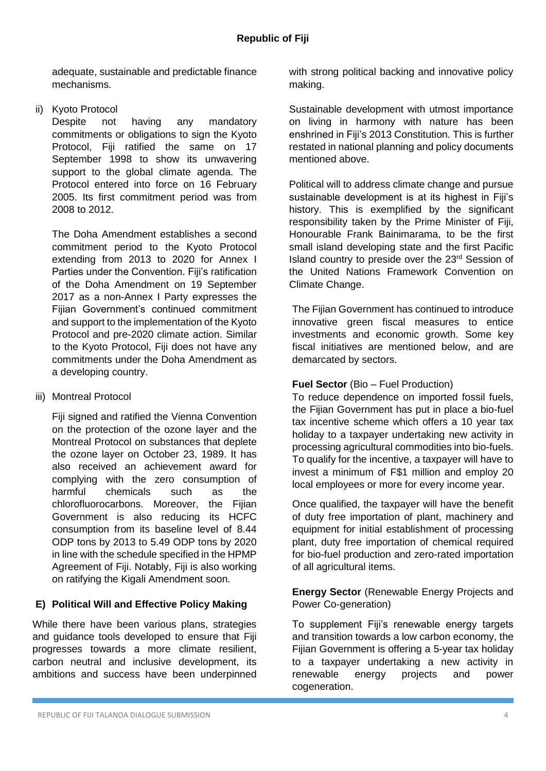adequate, sustainable and predictable finance mechanisms.

ii) Kyoto Protocol

Despite not having any mandatory commitments or obligations to sign the Kyoto Protocol, Fiji ratified the same on 17 September 1998 to show its unwavering support to the global climate agenda. The Protocol entered into force on 16 February 2005. Its first commitment period was from 2008 to 2012.

The Doha Amendment establishes a second commitment period to the Kyoto Protocol extending from 2013 to 2020 for Annex I Parties under the Convention. Fiji's ratification of the Doha Amendment on 19 September 2017 as a non-Annex I Party expresses the Fijian Government's continued commitment and support to the implementation of the Kyoto Protocol and pre-2020 climate action. Similar to the Kyoto Protocol, Fiji does not have any commitments under the Doha Amendment as a developing country.

iii) Montreal Protocol

Fiji signed and ratified the Vienna Convention on the protection of the ozone layer and the Montreal Protocol on substances that deplete the ozone layer on October 23, 1989. It has also received an achievement award for complying with the zero consumption of harmful chemicals such as the chlorofluorocarbons. Moreover, the Fijian Government is also reducing its HCFC consumption from its baseline level of 8.44 ODP tons by 2013 to 5.49 ODP tons by 2020 in line with the schedule specified in the HPMP Agreement of Fiji. Notably, Fiji is also working on ratifying the Kigali Amendment soon.

### E) Political Will and Effective Policy Making

While there have been various plans, strategies and guidance tools developed to ensure that Fiji progresses towards a more climate resilient, carbon neutral and inclusive development, its ambitions and success have been underpinned with strong political backing and innovative policy making.

Sustainable development with utmost importance on living in harmony with nature has been enshrined in Fiji's 2013 Constitution. This is further restated in national planning and policy documents mentioned above.

Political will to address climate change and pursue sustainable development is at its highest in Fiji's history. This is exemplified by the significant responsibility taken by the Prime Minister of Fiji, Honourable Frank Bainimarama, to be the first small island developing state and the first Pacific Island country to preside over the 23rd Session of the United Nations Framework Convention on Climate Change.

The Fijian Government has continued to introduce innovative green fiscal measures to entice investments and economic growth. Some key fiscal initiatives are mentioned below, and are demarcated by sectors.

**Fuel Sector** (Bio – Fuel Production)

To reduce dependence on imported fossil fuels, the Fijian Government has put in place a bio-fuel tax incentive scheme which offers a 10 year tax holiday to a taxpayer undertaking new activity in processing agricultural commodities into bio-fuels. To qualify for the incentive, a taxpayer will have to invest a minimum of F$1 million and employ 20 local employees or more for every income year.

Once qualified, the taxpayer will have the benefit of duty free importation of plant, machinery and equipment for initial establishment of processing plant, duty free importation of chemical required for bio-fuel production and zero-rated importation of all agricultural items.

**Energy Sector** (Renewable Energy Projects and Power Co-generation)

To supplement Fiji's renewable energy targets and transition towards a low carbon economy, the Fijian Government is offering a 5-year tax holiday to a taxpayer undertaking a new activity in renewable energy projects and power cogeneration.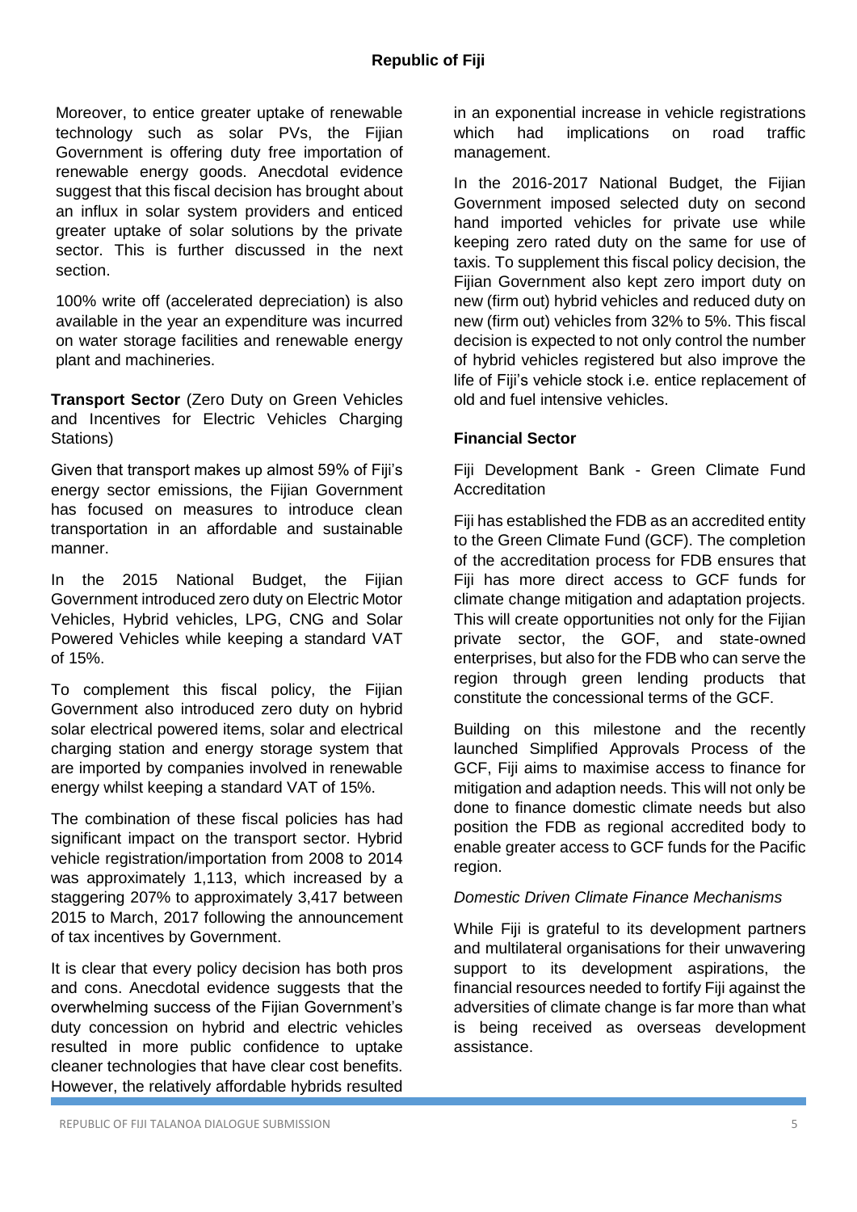Moreover, to entice greater uptake of renewable technology such as solar PVs, the Fijian Government is offering duty free importation of renewable energy goods. Anecdotal evidence suggest that this fiscal decision has brought about an influx in solar system providers and enticed greater uptake of solar solutions by the private sector. This is further discussed in the next section.

100% write off (accelerated depreciation) is also available in the year an expenditure was incurred on water storage facilities and renewable energy plant and machineries.

**Transport Sector** (Zero Duty on Green Vehicles and Incentives for Electric Vehicles Charging Stations)

Given that transport makes up almost 59% of Fiji's energy sector emissions, the Fijian Government has focused on measures to introduce clean transportation in an affordable and sustainable manner.

In the 2015 National Budget, the Fijian Government introduced zero duty on Electric Motor Vehicles, Hybrid vehicles, LPG, CNG and Solar Powered Vehicles while keeping a standard VAT of 15%.

To complement this fiscal policy, the Fijian Government also introduced zero duty on hybrid solar electrical powered items, solar and electrical charging station and energy storage system that are imported by companies involved in renewable energy whilst keeping a standard VAT of 15%.

The combination of these fiscal policies has had significant impact on the transport sector. Hybrid vehicle registration/importation from 2008 to 2014 was approximately 1,113, which increased by a staggering 207% to approximately 3,417 between 2015 to March, 2017 following the announcement of tax incentives by Government.

It is clear that every policy decision has both pros and cons. Anecdotal evidence suggests that the overwhelming success of the Fijian Government's duty concession on hybrid and electric vehicles resulted in more public confidence to uptake cleaner technologies that have clear cost benefits. However, the relatively affordable hybrids resulted in an exponential increase in vehicle registrations which had implications on road traffic management.

In the 2016-2017 National Budget, the Fijian Government imposed selected duty on second hand imported vehicles for private use while keeping zero rated duty on the same for use of taxis. To supplement this fiscal policy decision, the Fijian Government also kept zero import duty on new (firm out) hybrid vehicles and reduced duty on new (firm out) vehicles from 32% to 5%. This fiscal decision is expected to not only control the number of hybrid vehicles registered but also improve the life of Fiji's vehicle stock i.e. entice replacement of old and fuel intensive vehicles.

**Financial Sector**

Fiji Development Bank - Green Climate Fund Accreditation

Fiji has established the FDB as an accredited entity to the Green Climate Fund (GCF). The completion of the accreditation process for FDB ensures that Fiji has more direct access to GCF funds for climate change mitigation and adaptation projects. This will create opportunities not only for the Fijian private sector, the GOF, and state-owned enterprises, but also for the FDB who can serve the region through green lending products that constitute the concessional terms of the GCF.

Building on this milestone and the recently launched Simplified Approvals Process of the GCF, Fiji aims to maximise access to finance for mitigation and adaption needs. This will not only be done to finance domestic climate needs but also position the FDB as regional accredited body to enable greater access to GCF funds for the Pacific region.

*Domestic Driven Climate Finance Mechanisms*

While Fiji is grateful to its development partners and multilateral organisations for their unwavering support to its development aspirations, the financial resources needed to fortify Fiji against the adversities of climate change is far more than what is being received as overseas development assistance.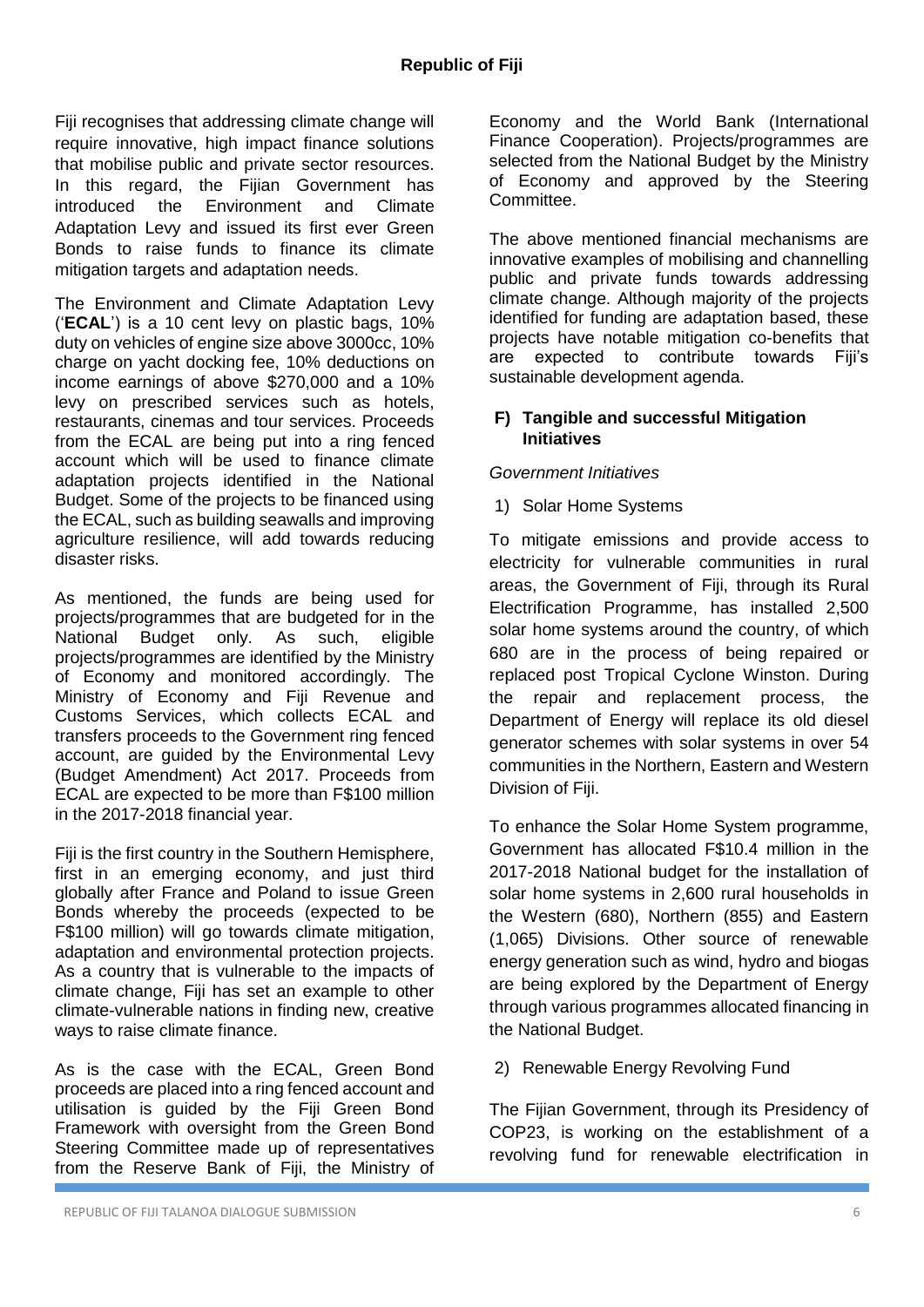Fiji recognises that addressing climate change will require innovative, high impact finance solutions that mobilise public and private sector resources. In this regard, the Fijian Government has introduced the Environment and Climate Adaptation Levy and issued its first ever Green Bonds to raise funds to finance its climate mitigation targets and adaptation needs.

The Environment and Climate Adaptation Levy ('**ECAL**') is a 10 cent levy on plastic bags, 10% duty on vehicles of engine size above 3000cc, 10% charge on yacht docking fee, 10% deductions on income earnings of above $270,000 and a 10% levy on prescribed services such as hotels, restaurants, cinemas and tour services. Proceeds from the ECAL are being put into a ring fenced account which will be used to finance climate adaptation projects identified in the National Budget. Some of the projects to be financed using the ECAL, such as building seawalls and improving agriculture resilience, will add towards reducing disaster risks.

As mentioned, the funds are being used for projects/programmes that are budgeted for in the National Budget only. As such, eligible projects/programmes are identified by the Ministry of Economy and monitored accordingly. The Ministry of Economy and Fiji Revenue and Customs Services, which collects ECAL and transfers proceeds to the Government ring fenced account, are guided by the Environmental Levy (Budget Amendment) Act 2017. Proceeds from ECAL are expected to be more than F$100 million in the 2017-2018 financial year.

Fiji is the first country in the Southern Hemisphere, first in an emerging economy, and just third globally after France and Poland to issue Green Bonds whereby the proceeds (expected to be F$100 million) will go towards climate mitigation, adaptation and environmental protection projects. As a country that is vulnerable to the impacts of climate change, Fiji has set an example to other climate-vulnerable nations in finding new, creative ways to raise climate finance.

As is the case with the ECAL, Green Bond proceeds are placed into a ring fenced account and utilisation is guided by the Fiji Green Bond Framework with oversight from the Green Bond Steering Committee made up of representatives from the Reserve Bank of Fiji, the Ministry of Economy and the World Bank (International Finance Cooperation). Projects/programmes are selected from the National Budget by the Ministry of Economy and approved by the Steering Committee.

The above mentioned financial mechanisms are innovative examples of mobilising and channelling public and private funds towards addressing climate change. Although majority of the projects identified for funding are adaptation based, these projects have notable mitigation co-benefits that are expected to contribute towards Fiji's sustainable development agenda.

## F) Tangible and successful Mitigation Initiatives

*Government Initiatives*

1) Solar Home Systems

To mitigate emissions and provide access to electricity for vulnerable communities in rural areas, the Government of Fiji, through its Rural Electrification Programme, has installed 2,500 solar home systems around the country, of which 680 are in the process of being repaired or replaced post Tropical Cyclone Winston. During the repair and replacement process, the Department of Energy will replace its old diesel generator schemes with solar systems in over 54 communities in the Northern, Eastern and Western Division of Fiji.

To enhance the Solar Home System programme, Government has allocated F$10.4 million in the 2017-2018 National budget for the installation of solar home systems in 2,600 rural households in the Western (680), Northern (855) and Eastern (1,065) Divisions. Other source of renewable energy generation such as wind, hydro and biogas are being explored by the Department of Energy through various programmes allocated financing in the National Budget.

2) Renewable Energy Revolving Fund

The Fijian Government, through its Presidency of COP23, is working on the establishment of a revolving fund for renewable electrification in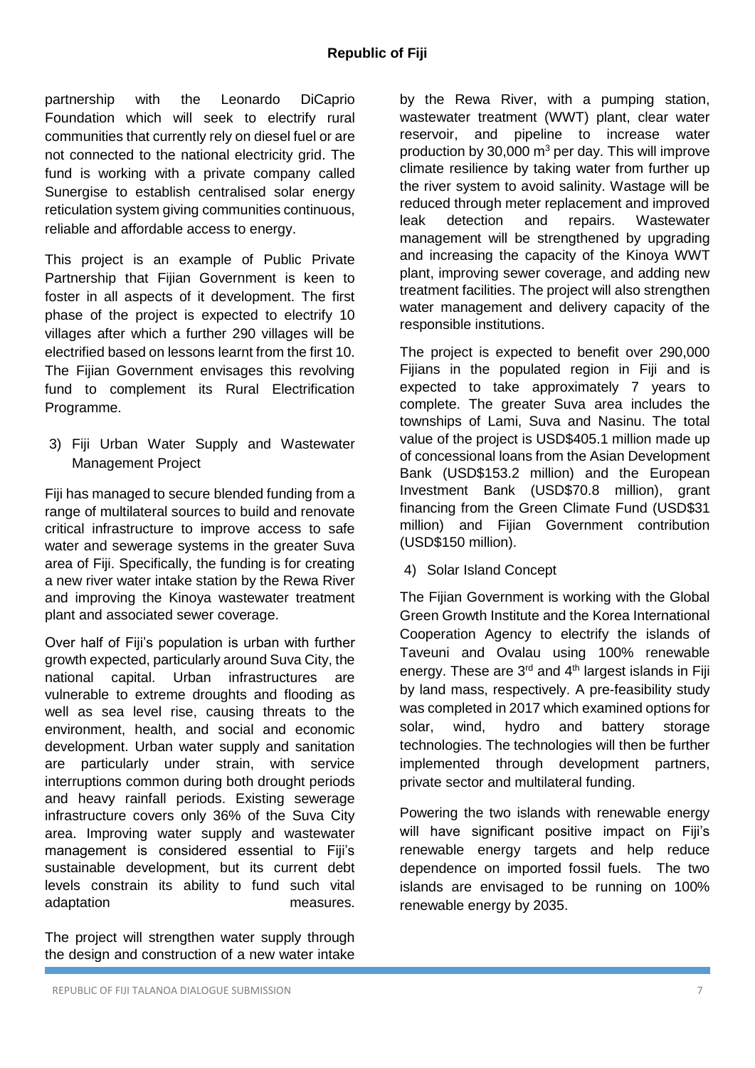partnership with the Leonardo DiCaprio Foundation which will seek to electrify rural communities that currently rely on diesel fuel or are not connected to the national electricity grid. The fund is working with a private company called Sunergise to establish centralised solar energy reticulation system giving communities continuous, reliable and affordable access to energy.

This project is an example of Public Private Partnership that Fijian Government is keen to foster in all aspects of it development. The first phase of the project is expected to electrify 10 villages after which a further 290 villages will be electrified based on lessons learnt from the first 10. The Fijian Government envisages this revolving fund to complement its Rural Electrification Programme.

3) Fiji Urban Water Supply and Wastewater Management Project

Fiji has managed to secure blended funding from a range of multilateral sources to build and renovate critical infrastructure to improve access to safe water and sewerage systems in the greater Suva area of Fiji. Specifically, the funding is for creating a new river water intake station by the Rewa River and improving the Kinoya wastewater treatment plant and associated sewer coverage.

Over half of Fiji's population is urban with further growth expected, particularly around Suva City, the national capital. Urban infrastructures are vulnerable to extreme droughts and flooding as well as sea level rise, causing threats to the environment, health, and social and economic development. Urban water supply and sanitation are particularly under strain, with service interruptions common during both drought periods and heavy rainfall periods. Existing sewerage infrastructure covers only 36% of the Suva City area. Improving water supply and wastewater management is considered essential to Fiji's sustainable development, but its current debt levels constrain its ability to fund such vital adaptation measures.

The project will strengthen water supply through the design and construction of a new water intake by the Rewa River, with a pumping station, wastewater treatment (WWT) plant, clear water reservoir, and pipeline to increase water production by 30,000 $m^3$ per day. This will improve climate resilience by taking water from further up the river system to avoid salinity. Wastage will be reduced through meter replacement and improved leak detection and repairs. Wastewater management will be strengthened by upgrading and increasing the capacity of the Kinoya WWT plant, improving sewer coverage, and adding new treatment facilities. The project will also strengthen water management and delivery capacity of the responsible institutions.

The project is expected to benefit over 290,000 Fijians in the populated region in Fiji and is expected to take approximately 7 years to complete. The greater Suva area includes the townships of Lami, Suva and Nasinu. The total value of the project is USD$405.1 million made up of concessional loans from the Asian Development Bank (USD$153.2 million) and the European Investment Bank (USD$70.8 million), grant financing from the Green Climate Fund (USD$31 million) and Fijian Government contribution (USD$150 million).

4) Solar Island Concept

The Fijian Government is working with the Global Green Growth Institute and the Korea International Cooperation Agency to electrify the islands of Taveuni and Ovalau using 100% renewable energy. These are 3rd and 4th largest islands in Fiji by land mass, respectively. A pre-feasibility study was completed in 2017 which examined options for solar, wind, hydro and battery storage technologies. The technologies will then be further implemented through development partners, private sector and multilateral funding.

Powering the two islands with renewable energy will have significant positive impact on Fiji's renewable energy targets and help reduce dependence on imported fossil fuels. The two islands are envisaged to be running on 100% renewable energy by 2035.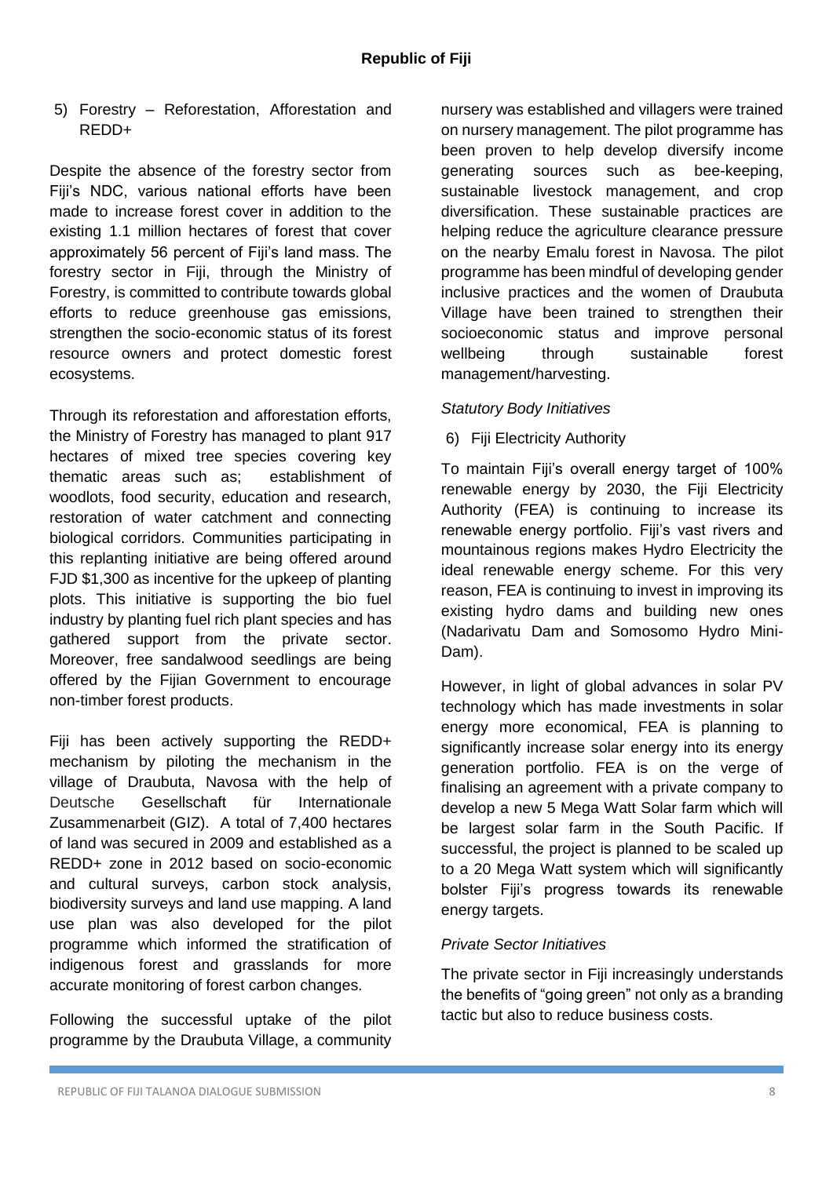5) Forestry – Reforestation, Afforestation and REDD+

Despite the absence of the forestry sector from Fiji's NDC, various national efforts have been made to increase forest cover in addition to the existing 1.1 million hectares of forest that cover approximately 56 percent of Fiji's land mass. The forestry sector in Fiji, through the Ministry of Forestry, is committed to contribute towards global efforts to reduce greenhouse gas emissions, strengthen the socio-economic status of its forest resource owners and protect domestic forest ecosystems.

Through its reforestation and afforestation efforts, the Ministry of Forestry has managed to plant 917 hectares of mixed tree species covering key thematic areas such as; establishment of woodlots, food security, education and research, restoration of water catchment and connecting biological corridors. Communities participating in this replanting initiative are being offered around FJD $1,300 as incentive for the upkeep of planting plots. This initiative is supporting the bio fuel industry by planting fuel rich plant species and has gathered support from the private sector. Moreover, free sandalwood seedlings are being offered by the Fijian Government to encourage non-timber forest products.

Fiji has been actively supporting the REDD+ mechanism by piloting the mechanism in the village of Draubuta, Navosa with the help of Deutsche Gesellschaft für Internationale Zusammenarbeit (GIZ). A total of 7,400 hectares of land was secured in 2009 and established as a REDD+ zone in 2012 based on socio-economic and cultural surveys, carbon stock analysis, biodiversity surveys and land use mapping. A land use plan was also developed for the pilot programme which informed the stratification of indigenous forest and grasslands for more accurate monitoring of forest carbon changes.

Following the successful uptake of the pilot programme by the Draubuta Village, a community nursery was established and villagers were trained on nursery management. The pilot programme has been proven to help develop diversify income generating sources such as bee-keeping, sustainable livestock management, and crop diversification. These sustainable practices are helping reduce the agriculture clearance pressure on the nearby Emalu forest in Navosa. The pilot programme has been mindful of developing gender inclusive practices and the women of Draubuta Village have been trained to strengthen their socioeconomic status and improve personal wellbeing through sustainable forest management/harvesting.

*Statutory Body Initiatives*

6) Fiji Electricity Authority

To maintain Fiji's overall energy target of 100% renewable energy by 2030, the Fiji Electricity Authority (FEA) is continuing to increase its renewable energy portfolio. Fiji's vast rivers and mountainous regions makes Hydro Electricity the ideal renewable energy scheme. For this very reason, FEA is continuing to invest in improving its existing hydro dams and building new ones (Nadarivatu Dam and Somosomo Hydro Mini-Dam).

However, in light of global advances in solar PV technology which has made investments in solar energy more economical, FEA is planning to significantly increase solar energy into its energy generation portfolio. FEA is on the verge of finalising an agreement with a private company to develop a new 5 Mega Watt Solar farm which will be largest solar farm in the South Pacific. If successful, the project is planned to be scaled up to a 20 Mega Watt system which will significantly bolster Fiji's progress towards its renewable energy targets.

*Private Sector Initiatives*

The private sector in Fiji increasingly understands the benefits of "going green" not only as a branding tactic but also to reduce business costs.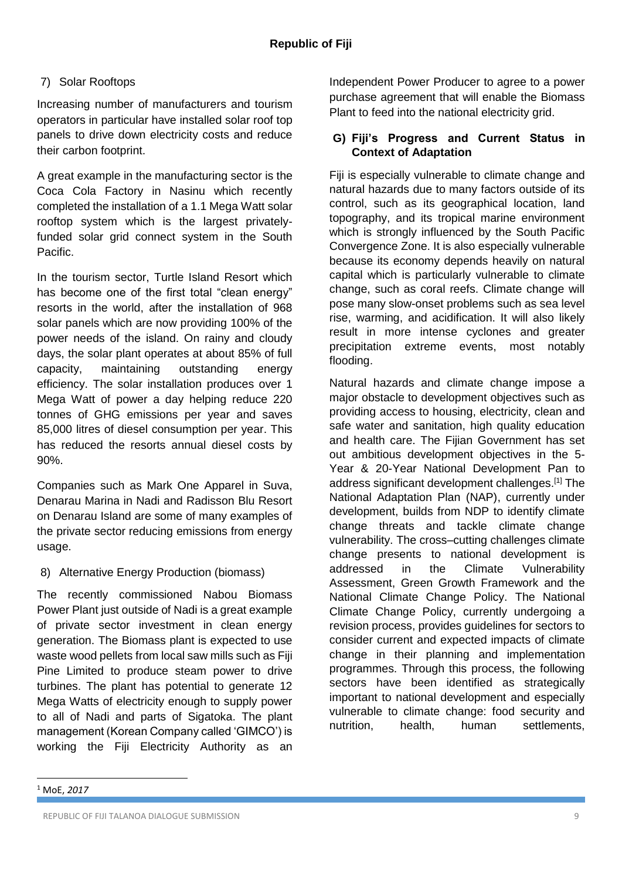7) Solar Rooftops

Increasing number of manufacturers and tourism operators in particular have installed solar roof top panels to drive down electricity costs and reduce their carbon footprint.

A great example in the manufacturing sector is the Coca Cola Factory in Nasinu which recently completed the installation of a 1.1 Mega Watt solar rooftop system which is the largest privately-funded solar grid connect system in the South Pacific.

In the tourism sector, Turtle Island Resort which has become one of the first total "clean energy" resorts in the world, after the installation of 968 solar panels which are now providing 100% of the power needs of the island. On rainy and cloudy days, the solar plant operates at about 85% of full capacity, maintaining outstanding energy efficiency. The solar installation produces over 1 Mega Watt of power a day helping reduce 220 tonnes of GHG emissions per year and saves 85,000 litres of diesel consumption per year. This has reduced the resorts annual diesel costs by 90%.

Companies such as Mark One Apparel in Suva, Denarau Marina in Nadi and Radisson Blu Resort on Denarau Island are some of many examples of the private sector reducing emissions from energy usage.

8) Alternative Energy Production (biomass)

The recently commissioned Nabou Biomass Power Plant just outside of Nadi is a great example of private sector investment in clean energy generation. The Biomass plant is expected to use waste wood pellets from local saw mills such as Fiji Pine Limited to produce steam power to drive turbines. The plant has potential to generate 12 Mega Watts of electricity enough to supply power to all of Nadi and parts of Sigatoka. The plant management (Korean Company called 'GIMCO') is working the Fiji Electricity Authority as an Independent Power Producer to agree to a power purchase agreement that will enable the Biomass Plant to feed into the national electricity grid.

## G) Fiji's Progress and Current Status in Context of Adaptation

Fiji is especially vulnerable to climate change and natural hazards due to many factors outside of its control, such as its geographical location, land topography, and its tropical marine environment which is strongly influenced by the South Pacific Convergence Zone. It is also especially vulnerable because its economy depends heavily on natural capital which is particularly vulnerable to climate change, such as coral reefs. Climate change will pose many slow-onset problems such as sea level rise, warming, and acidification. It will also likely result in more intense cyclones and greater precipitation extreme events, most notably flooding.

Natural hazards and climate change impose a major obstacle to development objectives such as providing access to housing, electricity, clean and safe water and sanitation, high quality education and health care. The Fijian Government has set out ambitious development objectives in the 5-Year & 20-Year National Development Pan to address significant development challenges.[1] The National Adaptation Plan (NAP), currently under development, builds from NDP to identify climate change threats and tackle climate change vulnerability. The cross–cutting challenges climate change presents to national development is addressed in the Climate Vulnerability Assessment, Green Growth Framework and the National Climate Change Policy. The National Climate Change Policy, currently undergoing a revision process, provides guidelines for sectors to consider current and expected impacts of climate change in their planning and implementation programmes. Through this process, the following sectors have been identified as strategically important to national development and especially vulnerable to climate change: food security and nutrition, health, human settlements,

[1] MoE, *2017*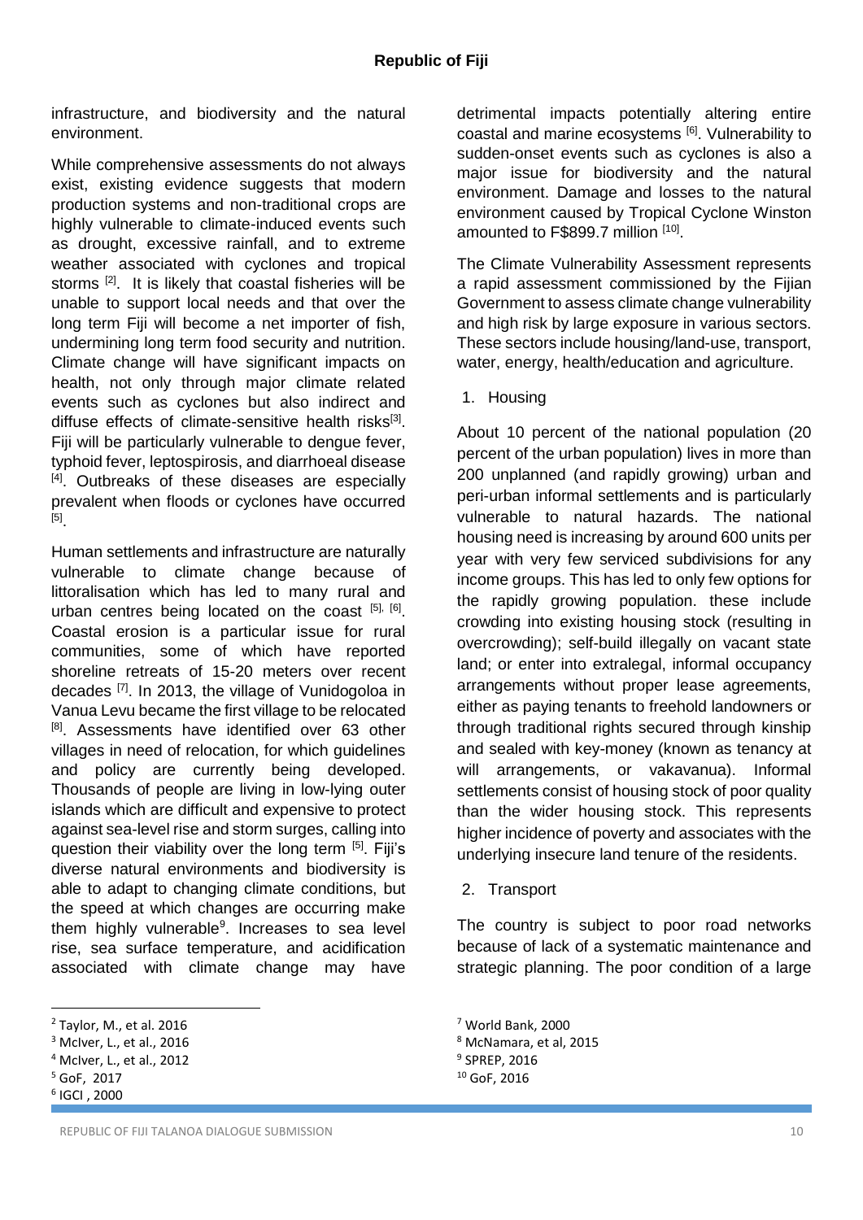infrastructure, and biodiversity and the natural environment.

While comprehensive assessments do not always exist, existing evidence suggests that modern production systems and non-traditional crops are highly vulnerable to climate-induced events such as drought, excessive rainfall, and to extreme weather associated with cyclones and tropical storms [2]. It is likely that coastal fisheries will be unable to support local needs and that over the long term Fiji will become a net importer of fish, undermining long term food security and nutrition. Climate change will have significant impacts on health, not only through major climate related events such as cyclones but also indirect and diffuse effects of climate-sensitive health risks[3]. Fiji will be particularly vulnerable to dengue fever, typhoid fever, leptospirosis, and diarrhoeal disease [4]. Outbreaks of these diseases are especially prevalent when floods or cyclones have occurred [5].

Human settlements and infrastructure are naturally vulnerable to climate change because of littoralisation which has led to many rural and urban centres being located on the coast [5], [6]. Coastal erosion is a particular issue for rural communities, some of which have reported shoreline retreats of 15-20 meters over recent decades [7]. In 2013, the village of Vunidogoloa in Vanua Levu became the first village to be relocated [8]. Assessments have identified over 63 other villages in need of relocation, for which guidelines and policy are currently being developed. Thousands of people are living in low-lying outer islands which are difficult and expensive to protect against sea-level rise and storm surges, calling into question their viability over the long term [5]. Fiji's diverse natural environments and biodiversity is able to adapt to changing climate conditions, but the speed at which changes are occurring make them highly vulnerable[9]. Increases to sea level rise, sea surface temperature, and acidification associated with climate change may have detrimental impacts potentially altering entire coastal and marine ecosystems [6]. Vulnerability to sudden-onset events such as cyclones is also a major issue for biodiversity and the natural environment. Damage and losses to the natural environment caused by Tropical Cyclone Winston amounted to F$899.7 million [10].

The Climate Vulnerability Assessment represents a rapid assessment commissioned by the Fijian Government to assess climate change vulnerability and high risk by large exposure in various sectors. These sectors include housing/land-use, transport, water, energy, health/education and agriculture.

1. Housing

About 10 percent of the national population (20 percent of the urban population) lives in more than 200 unplanned (and rapidly growing) urban and peri-urban informal settlements and is particularly vulnerable to natural hazards. The national housing need is increasing by around 600 units per year with very few serviced subdivisions for any income groups. This has led to only few options for the rapidly growing population. these include crowding into existing housing stock (resulting in overcrowding); self-build illegally on vacant state land; or enter into extralegal, informal occupancy arrangements without proper lease agreements, either as paying tenants to freehold landowners or through traditional rights secured through kinship and sealed with key-money (known as tenancy at will arrangements, or vakavanua). Informal settlements consist of housing stock of poor quality than the wider housing stock. This represents higher incidence of poverty and associates with the underlying insecure land tenure of the residents.

2. Transport

The country is subject to poor road networks because of lack of a systematic maintenance and strategic planning. The poor condition of a large

---

[2] Taylor, M., et al. 2016
[3] McIver, L., et al., 2016
[4] McIver, L., et al., 2012
[5] GoF, 2017
[6] IGCI , 2000
[7] World Bank, 2000
[8] McNamara, et al, 2015
[9] SPREP, 2016
[10] GoF, 2016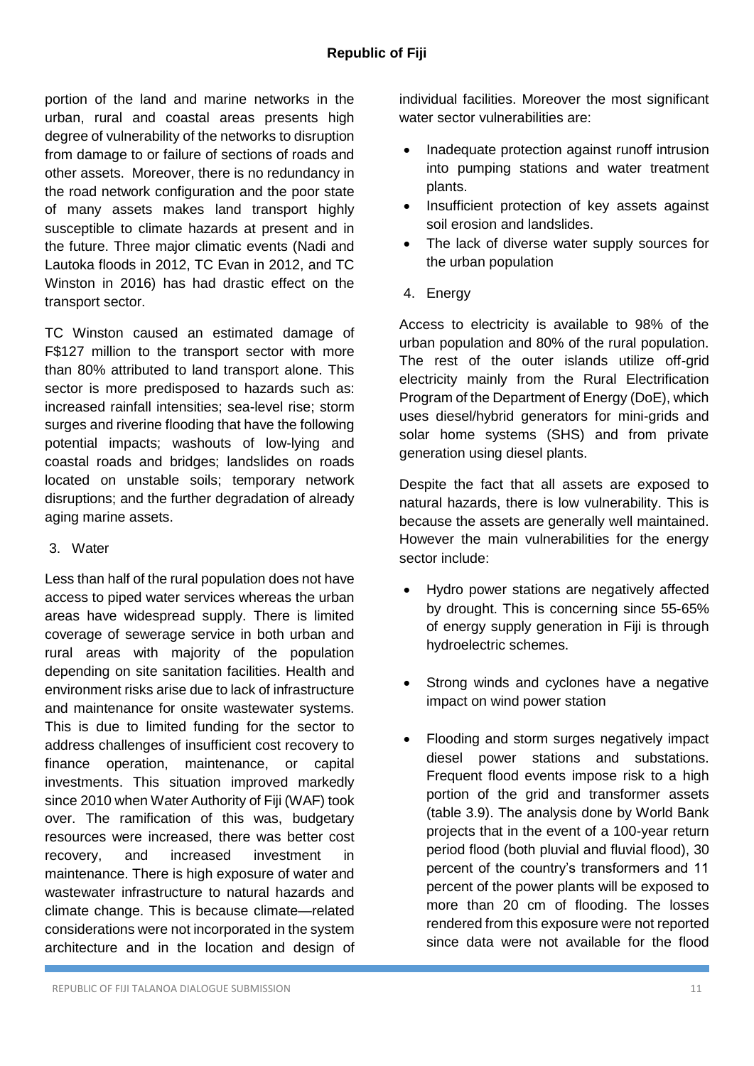portion of the land and marine networks in the urban, rural and coastal areas presents high degree of vulnerability of the networks to disruption from damage to or failure of sections of roads and other assets. Moreover, there is no redundancy in the road network configuration and the poor state of many assets makes land transport highly susceptible to climate hazards at present and in the future. Three major climatic events (Nadi and Lautoka floods in 2012, TC Evan in 2012, and TC Winston in 2016) has had drastic effect on the transport sector.

TC Winston caused an estimated damage of F$127 million to the transport sector with more than 80% attributed to land transport alone. This sector is more predisposed to hazards such as: increased rainfall intensities; sea-level rise; storm surges and riverine flooding that have the following potential impacts; washouts of low-lying and coastal roads and bridges; landslides on roads located on unstable soils; temporary network disruptions; and the further degradation of already aging marine assets.

3. Water

Less than half of the rural population does not have access to piped water services whereas the urban areas have widespread supply. There is limited coverage of sewerage service in both urban and rural areas with majority of the population depending on site sanitation facilities. Health and environment risks arise due to lack of infrastructure and maintenance for onsite wastewater systems. This is due to limited funding for the sector to address challenges of insufficient cost recovery to finance operation, maintenance, or capital investments. This situation improved markedly since 2010 when Water Authority of Fiji (WAF) took over. The ramification of this was, budgetary resources were increased, there was better cost recovery, and increased investment in maintenance. There is high exposure of water and wastewater infrastructure to natural hazards and climate change. This is because climate—related considerations were not incorporated in the system architecture and in the location and design of individual facilities. Moreover the most significant water sector vulnerabilities are:

- Inadequate protection against runoff intrusion into pumping stations and water treatment plants.
- Insufficient protection of key assets against soil erosion and landslides.
- The lack of diverse water supply sources for the urban population

4. Energy

Access to electricity is available to 98% of the urban population and 80% of the rural population. The rest of the outer islands utilize off-grid electricity mainly from the Rural Electrification Program of the Department of Energy (DoE), which uses diesel/hybrid generators for mini-grids and solar home systems (SHS) and from private generation using diesel plants.

Despite the fact that all assets are exposed to natural hazards, there is low vulnerability. This is because the assets are generally well maintained. However the main vulnerabilities for the energy sector include:

- Hydro power stations are negatively affected by drought. This is concerning since 55-65% of energy supply generation in Fiji is through hydroelectric schemes.
- Strong winds and cyclones have a negative impact on wind power station
- Flooding and storm surges negatively impact diesel power stations and substations. Frequent flood events impose risk to a high portion of the grid and transformer assets (table 3.9). The analysis done by World Bank projects that in the event of a 100-year return period flood (both pluvial and fluvial flood), 30 percent of the country's transformers and 11 percent of the power plants will be exposed to more than 20 cm of flooding. The losses rendered from this exposure were not reported since data were not available for the flood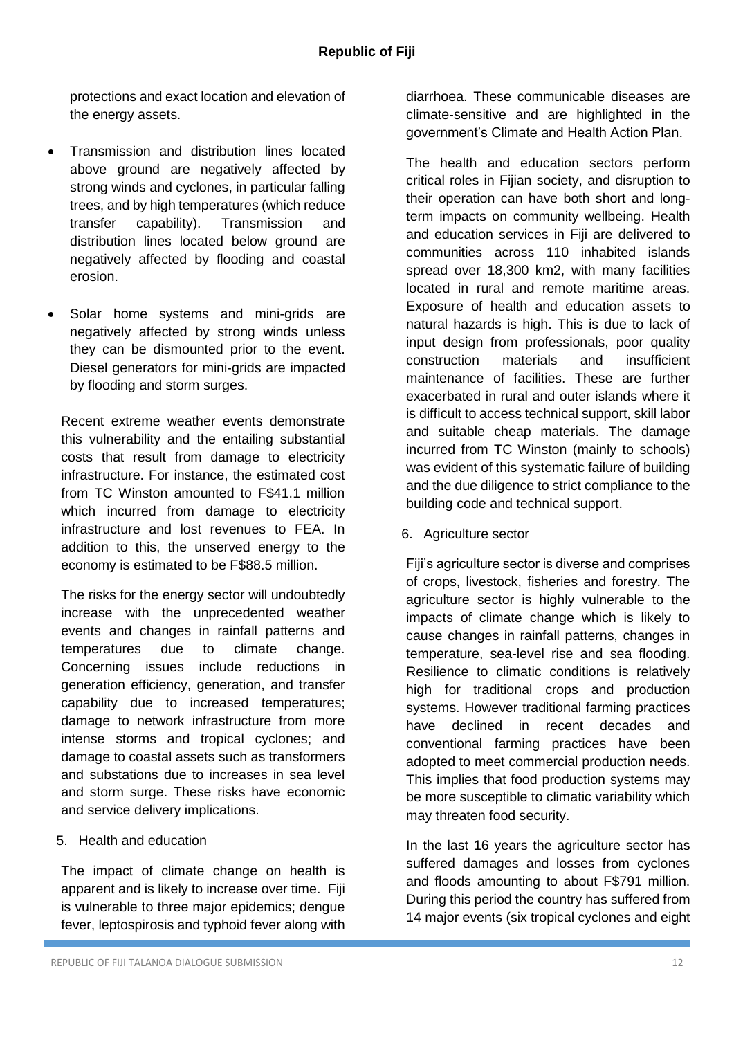protections and exact location and elevation of the energy assets.

- Transmission and distribution lines located above ground are negatively affected by strong winds and cyclones, in particular falling trees, and by high temperatures (which reduce transfer capability). Transmission and distribution lines located below ground are negatively affected by flooding and coastal erosion.
- Solar home systems and mini-grids are negatively affected by strong winds unless they can be dismounted prior to the event. Diesel generators for mini-grids are impacted by flooding and storm surges.

Recent extreme weather events demonstrate this vulnerability and the entailing substantial costs that result from damage to electricity infrastructure. For instance, the estimated cost from TC Winston amounted to F$41.1 million which incurred from damage to electricity infrastructure and lost revenues to FEA. In addition to this, the unserved energy to the economy is estimated to be F$88.5 million.

The risks for the energy sector will undoubtedly increase with the unprecedented weather events and changes in rainfall patterns and temperatures due to climate change. Concerning issues include reductions in generation efficiency, generation, and transfer capability due to increased temperatures; damage to network infrastructure from more intense storms and tropical cyclones; and damage to coastal assets such as transformers and substations due to increases in sea level and storm surge. These risks have economic and service delivery implications.

5. Health and education

The impact of climate change on health is apparent and is likely to increase over time. Fiji is vulnerable to three major epidemics; dengue fever, leptospirosis and typhoid fever along with diarrhoea. These communicable diseases are climate-sensitive and are highlighted in the government's Climate and Health Action Plan.

The health and education sectors perform critical roles in Fijian society, and disruption to their operation can have both short and long-term impacts on community wellbeing. Health and education services in Fiji are delivered to communities across 110 inhabited islands spread over 18,300 km2, with many facilities located in rural and remote maritime areas. Exposure of health and education assets to natural hazards is high. This is due to lack of input design from professionals, poor quality construction materials and insufficient maintenance of facilities. These are further exacerbated in rural and outer islands where it is difficult to access technical support, skill labor and suitable cheap materials. The damage incurred from TC Winston (mainly to schools) was evident of this systematic failure of building and the due diligence to strict compliance to the building code and technical support.

6. Agriculture sector

Fiji's agriculture sector is diverse and comprises of crops, livestock, fisheries and forestry. The agriculture sector is highly vulnerable to the impacts of climate change which is likely to cause changes in rainfall patterns, changes in temperature, sea-level rise and sea flooding. Resilience to climatic conditions is relatively high for traditional crops and production systems. However traditional farming practices have declined in recent decades and conventional farming practices have been adopted to meet commercial production needs. This implies that food production systems may be more susceptible to climatic variability which may threaten food security.

In the last 16 years the agriculture sector has suffered damages and losses from cyclones and floods amounting to about F$791 million. During this period the country has suffered from 14 major events (six tropical cyclones and eight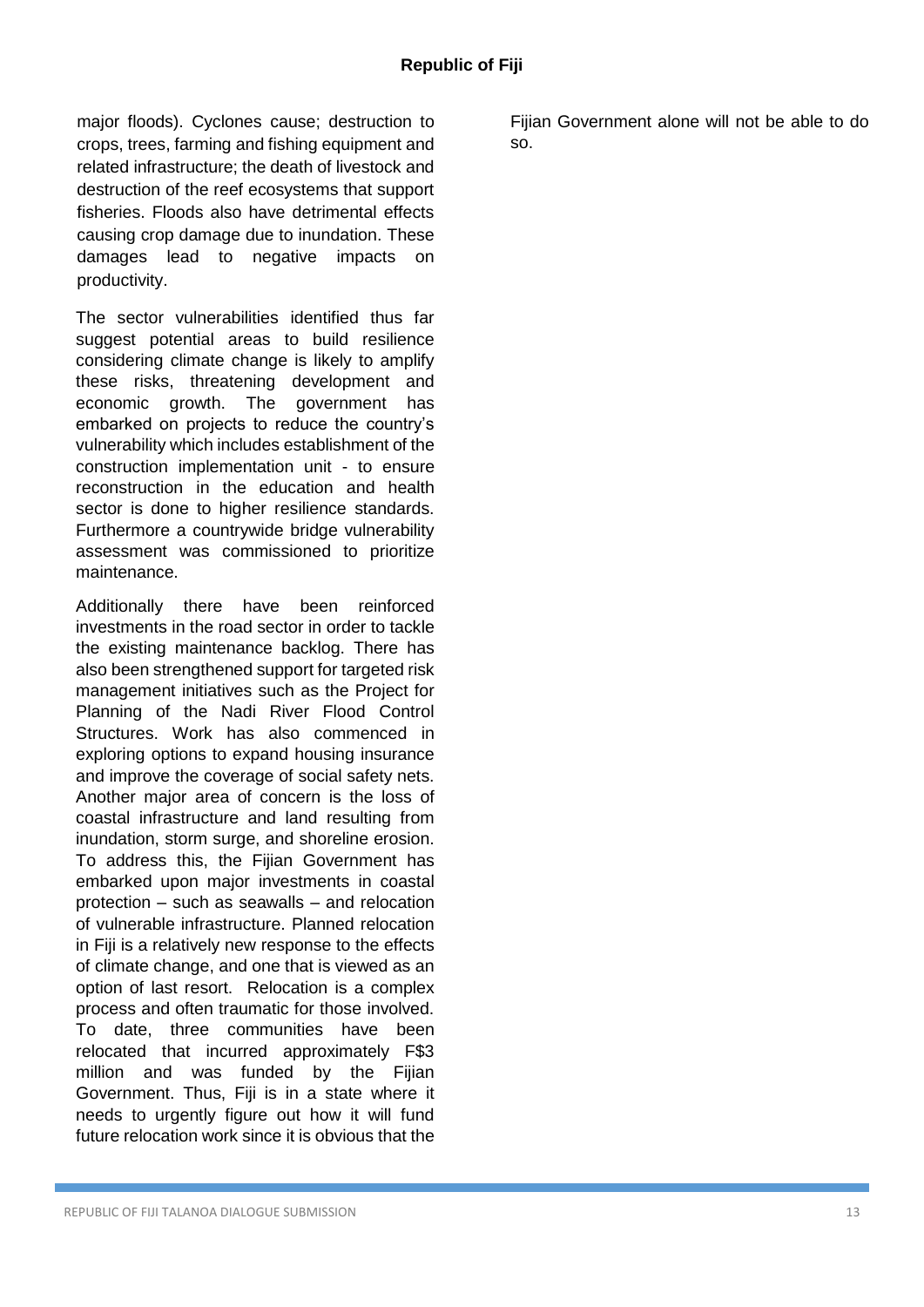major floods). Cyclones cause; destruction to crops, trees, farming and fishing equipment and related infrastructure; the death of livestock and destruction of the reef ecosystems that support fisheries. Floods also have detrimental effects causing crop damage due to inundation. These damages lead to negative impacts on productivity.

The sector vulnerabilities identified thus far suggest potential areas to build resilience considering climate change is likely to amplify these risks, threatening development and economic growth. The government has embarked on projects to reduce the country's vulnerability which includes establishment of the construction implementation unit - to ensure reconstruction in the education and health sector is done to higher resilience standards. Furthermore a countrywide bridge vulnerability assessment was commissioned to prioritize maintenance.

Additionally there have been reinforced investments in the road sector in order to tackle the existing maintenance backlog. There has also been strengthened support for targeted risk management initiatives such as the Project for Planning of the Nadi River Flood Control Structures. Work has also commenced in exploring options to expand housing insurance and improve the coverage of social safety nets. Another major area of concern is the loss of coastal infrastructure and land resulting from inundation, storm surge, and shoreline erosion. To address this, the Fijian Government has embarked upon major investments in coastal protection – such as seawalls – and relocation of vulnerable infrastructure. Planned relocation in Fiji is a relatively new response to the effects of climate change, and one that is viewed as an option of last resort. Relocation is a complex process and often traumatic for those involved. To date, three communities have been relocated that incurred approximately F$3 million and was funded by the Fijian Government. Thus, Fiji is in a state where it needs to urgently figure out how it will fund future relocation work since it is obvious that the Fijian Government alone will not be able to do so.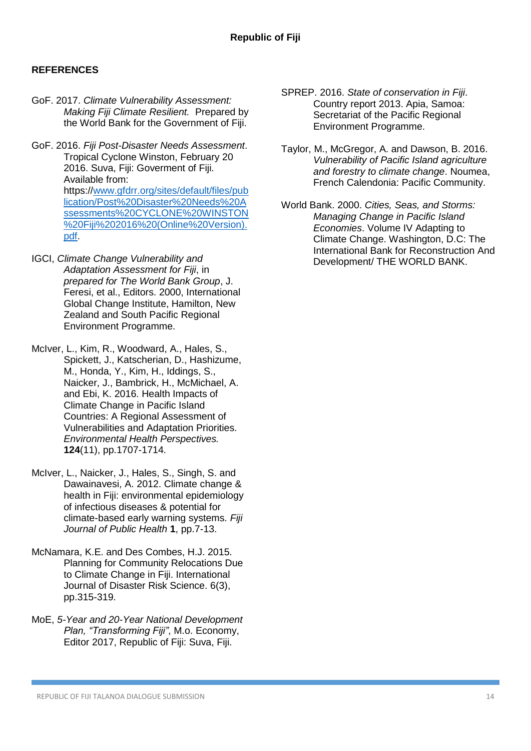## REFERENCES

GoF. 2017. *Climate Vulnerability Assessment: Making Fiji Climate Resilient.* Prepared by the World Bank for the Government of Fiji.

GoF. 2016. *Fiji Post-Disaster Needs Assessment*. Tropical Cyclone Winston, February 20 2016. Suva, Fiji: Goverment of Fiji. Available from: https://www.gfdrr.org/sites/default/files/publication/Post%20Disaster%20Needs%20Assessments%20CYCLONE%20WINSTON%20Fiji%202016%20(Online%20Version).pdf.

IGCI, *Climate Change Vulnerability and Adaptation Assessment for Fiji*, in *prepared for The World Bank Group*, J. Feresi, et al., Editors. 2000, International Global Change Institute, Hamilton, New Zealand and South Pacific Regional Environment Programme.

McIver, L., Kim, R., Woodward, A., Hales, S., Spickett, J., Katscherian, D., Hashizume, M., Honda, Y., Kim, H., Iddings, S., Naicker, J., Bambrick, H., McMichael, A. and Ebi, K. 2016. Health Impacts of Climate Change in Pacific Island Countries: A Regional Assessment of Vulnerabilities and Adaptation Priorities. *Environmental Health Perspectives.* **124**(11), pp.1707-1714.

McIver, L., Naicker, J., Hales, S., Singh, S. and Dawainavesi, A. 2012. Climate change & health in Fiji: environmental epidemiology of infectious diseases & potential for climate-based early warning systems. *Fiji Journal of Public Health* **1**, pp.7-13.

McNamara, K.E. and Des Combes, H.J. 2015. Planning for Community Relocations Due to Climate Change in Fiji. International Journal of Disaster Risk Science. 6(3), pp.315-319.

MoE, *5-Year and 20-Year National Development Plan, "Transforming Fiji"*, M.o. Economy, Editor 2017, Republic of Fiji: Suva, Fiji.

SPREP. 2016. *State of conservation in Fiji*. Country report 2013. Apia, Samoa: Secretariat of the Pacific Regional Environment Programme.

Taylor, M., McGregor, A. and Dawson, B. 2016. *Vulnerability of Pacific Island agriculture and forestry to climate change*. Noumea, French Calendonia: Pacific Community.

World Bank. 2000. *Cities, Seas, and Storms: Managing Change in Pacific Island Economies*. Volume IV Adapting to Climate Change. Washington, D.C: The International Bank for Reconstruction And Development/ THE WORLD BANK.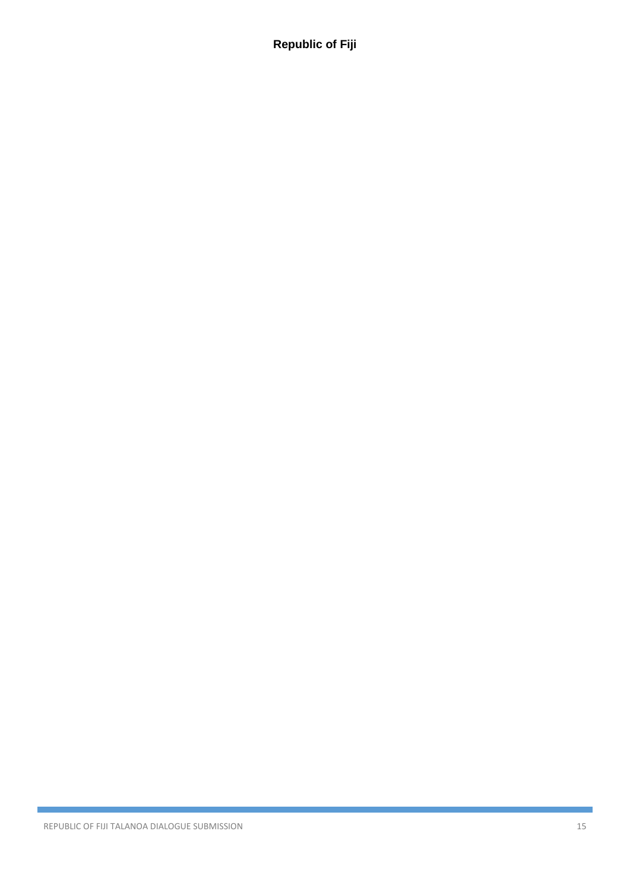**Republic of Fiji**